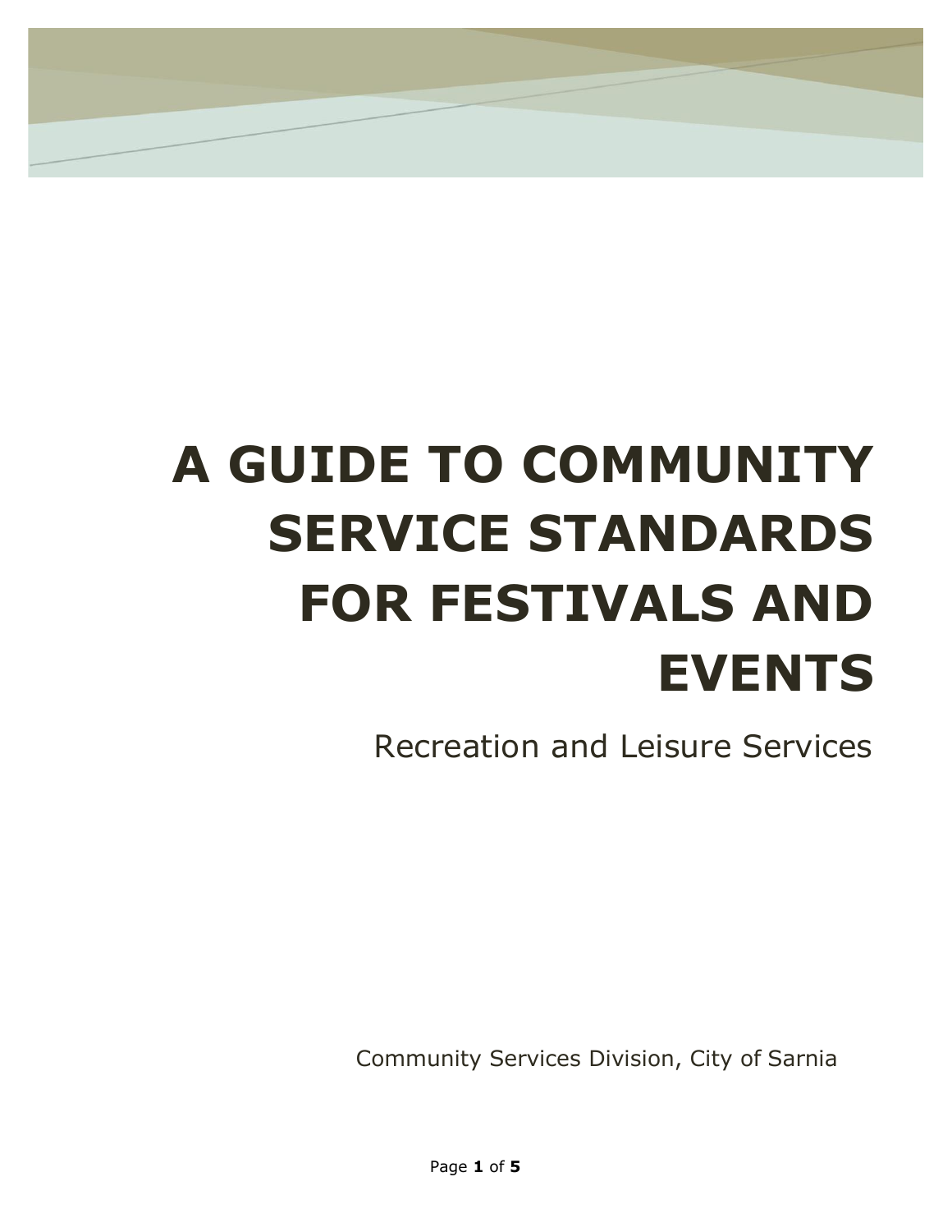# A GUIDE TO COMMUNITY SERVICE STANDARDS FOR FESTIVALS AND EVENTS

Recreation and Leisure Services

Community Services Division, City of Sarnia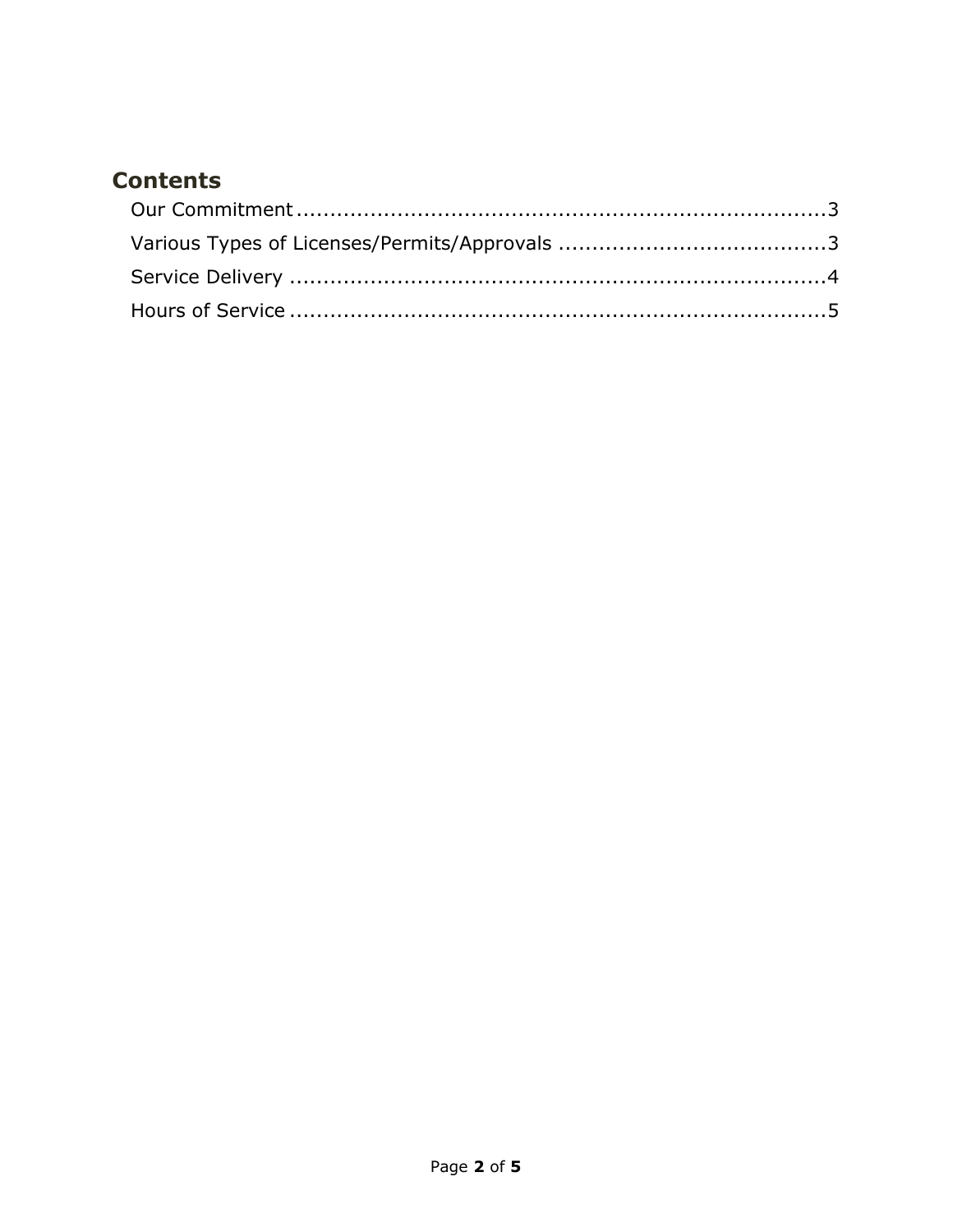## Contents

Our Commitment ............................................................................3
Various Types of Licenses/Permits/Approvals ....................................3
Service Delivery ............................................................................4
Hours of Service ............................................................................5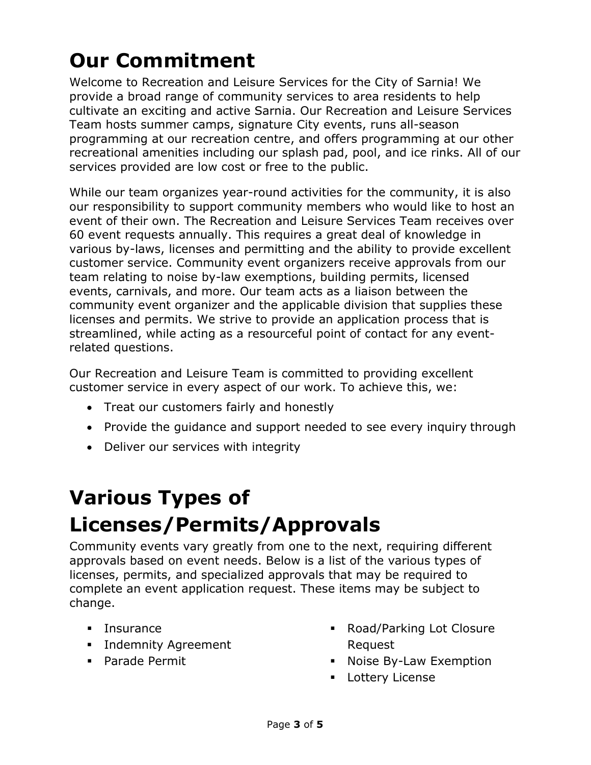# Our Commitment

Welcome to Recreation and Leisure Services for the City of Sarnia! We provide a broad range of community services to area residents to help cultivate an exciting and active Sarnia. Our Recreation and Leisure Services Team hosts summer camps, signature City events, runs all-season programming at our recreation centre, and offers programming at our other recreational amenities including our splash pad, pool, and ice rinks. All of our services provided are low cost or free to the public.

While our team organizes year-round activities for the community, it is also our responsibility to support community members who would like to host an event of their own. The Recreation and Leisure Services Team receives over 60 event requests annually. This requires a great deal of knowledge in various by-laws, licenses and permitting and the ability to provide excellent customer service. Community event organizers receive approvals from our team relating to noise by-law exemptions, building permits, licensed events, carnivals, and more. Our team acts as a liaison between the community event organizer and the applicable division that supplies these licenses and permits. We strive to provide an application process that is streamlined, while acting as a resourceful point of contact for any event-related questions.

Our Recreation and Leisure Team is committed to providing excellent customer service in every aspect of our work. To achieve this, we:

- Treat our customers fairly and honestly
- Provide the guidance and support needed to see every inquiry through
- Deliver our services with integrity

# Various Types of Licenses/Permits/Approvals

Community events vary greatly from one to the next, requiring different approvals based on event needs. Below is a list of the various types of licenses, permits, and specialized approvals that may be required to complete an event application request. These items may be subject to change.

- Insurance
- Indemnity Agreement
- Parade Permit
- Road/Parking Lot Closure Request
- Noise By-Law Exemption
- Lottery License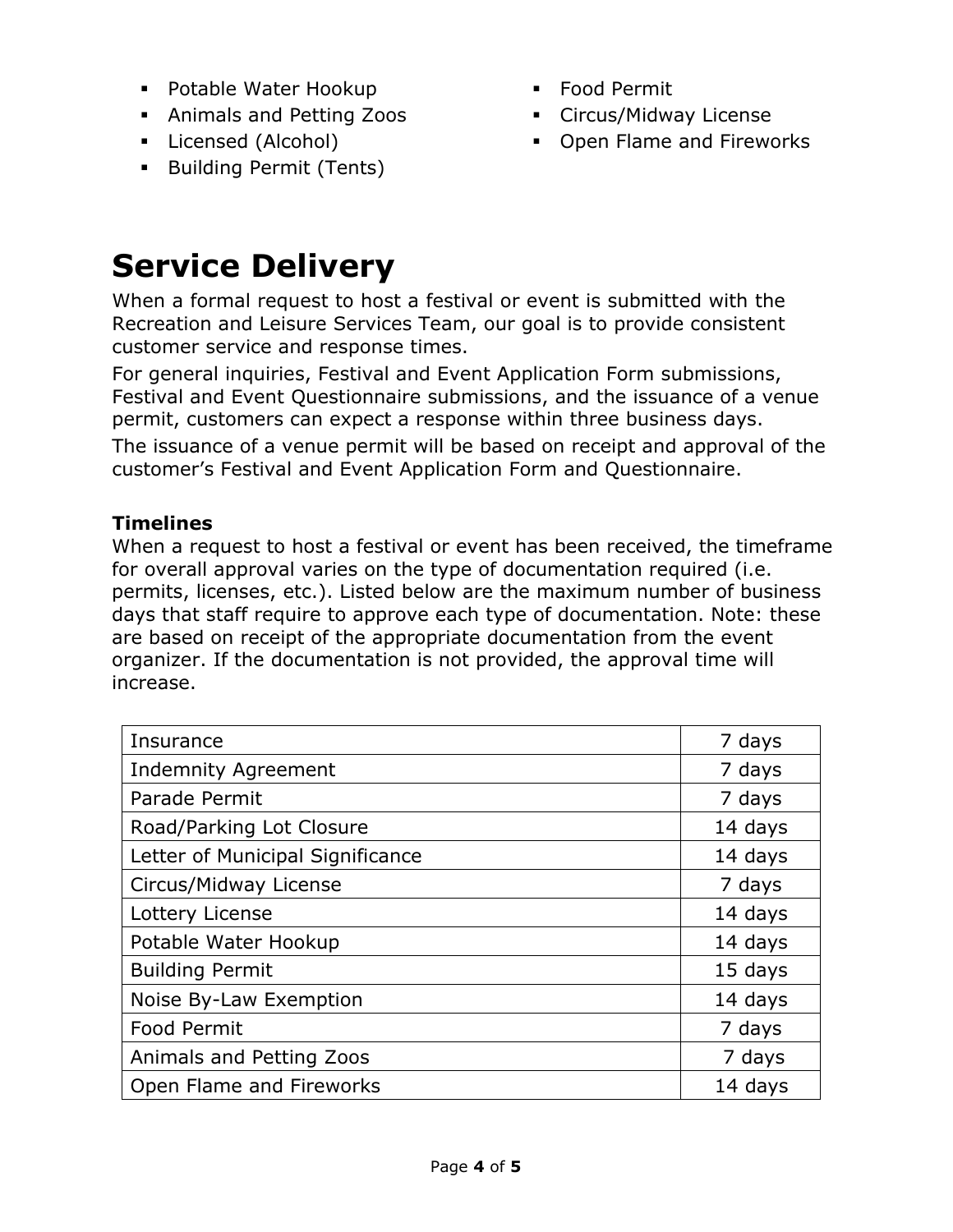- Potable Water Hookup
- Animals and Petting Zoos
- Licensed (Alcohol)
- Building Permit (Tents)
- Food Permit
- Circus/Midway License
- Open Flame and Fireworks

# Service Delivery

When a formal request to host a festival or event is submitted with the Recreation and Leisure Services Team, our goal is to provide consistent customer service and response times.

For general inquiries, Festival and Event Application Form submissions, Festival and Event Questionnaire submissions, and the issuance of a venue permit, customers can expect a response within three business days.

The issuance of a venue permit will be based on receipt and approval of the customer's Festival and Event Application Form and Questionnaire.

**Timelines**

When a request to host a festival or event has been received, the timeframe for overall approval varies on the type of documentation required (i.e. permits, licenses, etc.). Listed below are the maximum number of business days that staff require to approve each type of documentation. Note: these are based on receipt of the appropriate documentation from the event organizer. If the documentation is not provided, the approval time will increase.

| | |
|---|---|
| Insurance | 7 days |
| Indemnity Agreement | 7 days |
| Parade Permit | 7 days |
| Road/Parking Lot Closure | 14 days |
| Letter of Municipal Significance | 14 days |
| Circus/Midway License | 7 days |
| Lottery License | 14 days |
| Potable Water Hookup | 14 days |
| Building Permit | 15 days |
| Noise By-Law Exemption | 14 days |
| Food Permit | 7 days |
| Animals and Petting Zoos | 7 days |
| Open Flame and Fireworks | 14 days |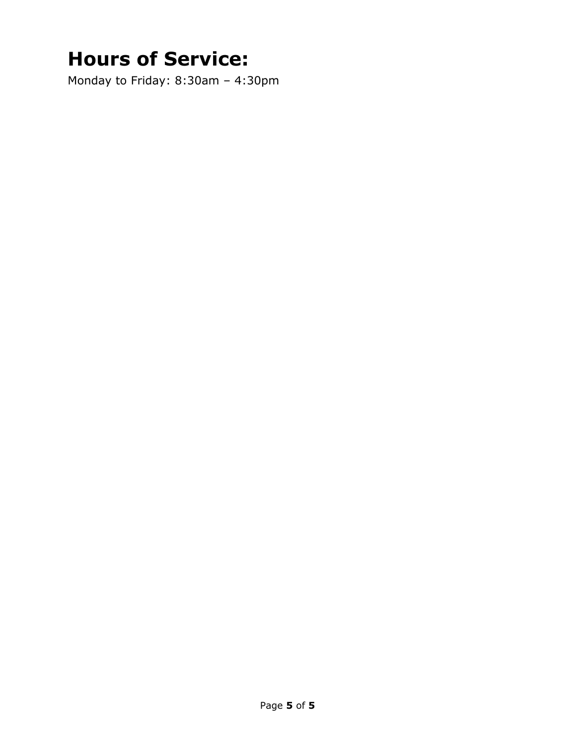# Hours of Service:

Monday to Friday: 8:30am – 4:30pm